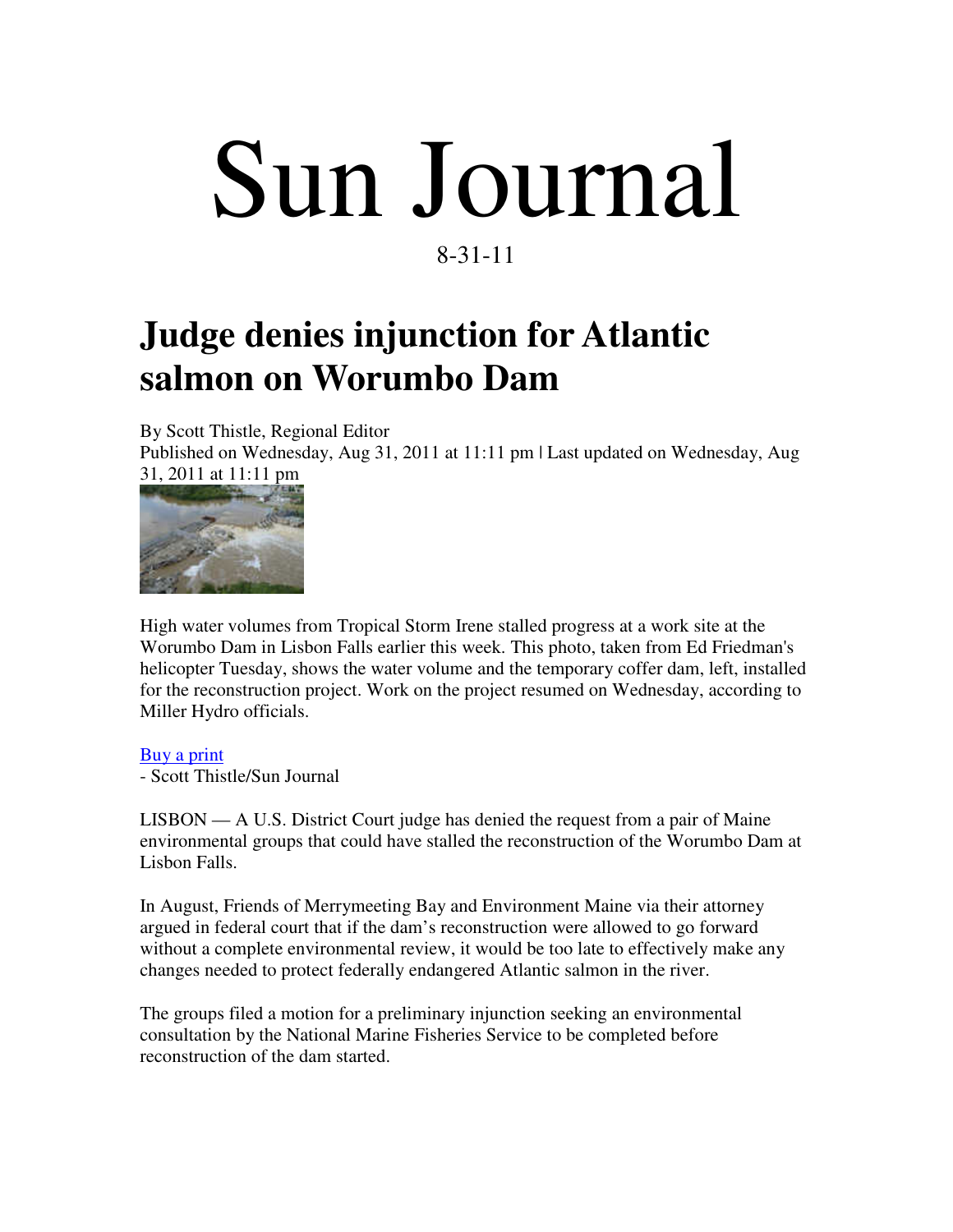# Sun Journal

8-31-11

## Judge denies injunction for Atlantic salmon on Worumbo Dam

By Scott Thistle, Regional Editor
Published on Wednesday, Aug 31, 2011 at 11:11 pm | Last updated on Wednesday, Aug 31, 2011 at 11:11 pm

High water volumes from Tropical Storm Irene stalled progress at a work site at the Worumbo Dam in Lisbon Falls earlier this week. This photo, taken from Ed Friedman's helicopter Tuesday, shows the water volume and the temporary coffer dam, left, installed for the reconstruction project. Work on the project resumed on Wednesday, according to Miller Hydro officials.

Buy a print
- Scott Thistle/Sun Journal

LISBON — A U.S. District Court judge has denied the request from a pair of Maine environmental groups that could have stalled the reconstruction of the Worumbo Dam at Lisbon Falls.

In August, Friends of Merrymeeting Bay and Environment Maine via their attorney argued in federal court that if the dam's reconstruction were allowed to go forward without a complete environmental review, it would be too late to effectively make any changes needed to protect federally endangered Atlantic salmon in the river.

The groups filed a motion for a preliminary injunction seeking an environmental consultation by the National Marine Fisheries Service to be completed before reconstruction of the dam started.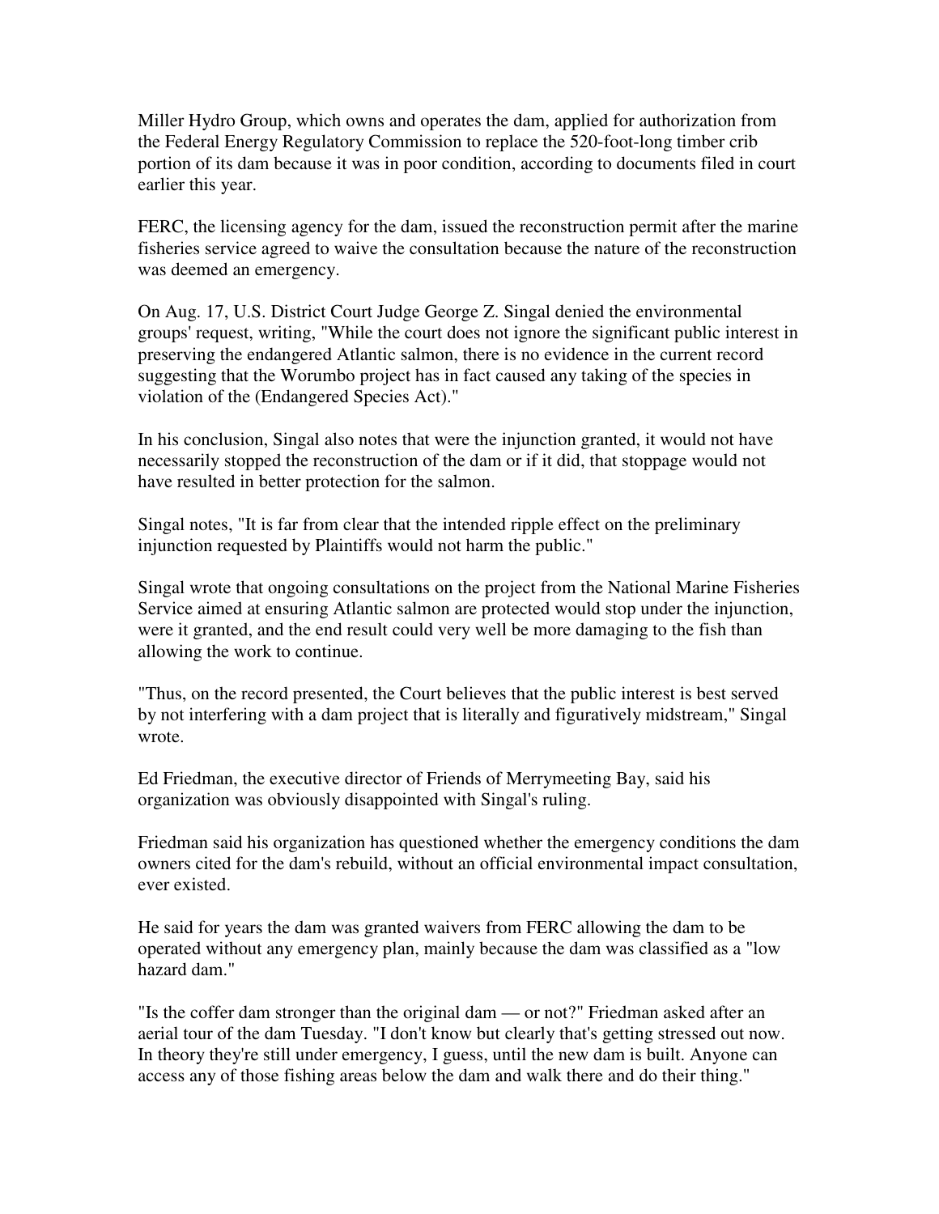Miller Hydro Group, which owns and operates the dam, applied for authorization from the Federal Energy Regulatory Commission to replace the 520-foot-long timber crib portion of its dam because it was in poor condition, according to documents filed in court earlier this year.

FERC, the licensing agency for the dam, issued the reconstruction permit after the marine fisheries service agreed to waive the consultation because the nature of the reconstruction was deemed an emergency.

On Aug. 17, U.S. District Court Judge George Z. Singal denied the environmental groups' request, writing, "While the court does not ignore the significant public interest in preserving the endangered Atlantic salmon, there is no evidence in the current record suggesting that the Worumbo project has in fact caused any taking of the species in violation of the (Endangered Species Act)."

In his conclusion, Singal also notes that were the injunction granted, it would not have necessarily stopped the reconstruction of the dam or if it did, that stoppage would not have resulted in better protection for the salmon.

Singal notes, "It is far from clear that the intended ripple effect on the preliminary injunction requested by Plaintiffs would not harm the public."

Singal wrote that ongoing consultations on the project from the National Marine Fisheries Service aimed at ensuring Atlantic salmon are protected would stop under the injunction, were it granted, and the end result could very well be more damaging to the fish than allowing the work to continue.

"Thus, on the record presented, the Court believes that the public interest is best served by not interfering with a dam project that is literally and figuratively midstream," Singal wrote.

Ed Friedman, the executive director of Friends of Merrymeeting Bay, said his organization was obviously disappointed with Singal's ruling.

Friedman said his organization has questioned whether the emergency conditions the dam owners cited for the dam's rebuild, without an official environmental impact consultation, ever existed.

He said for years the dam was granted waivers from FERC allowing the dam to be operated without any emergency plan, mainly because the dam was classified as a "low hazard dam."

"Is the coffer dam stronger than the original dam — or not?" Friedman asked after an aerial tour of the dam Tuesday. "I don't know but clearly that's getting stressed out now. In theory they're still under emergency, I guess, until the new dam is built. Anyone can access any of those fishing areas below the dam and walk there and do their thing."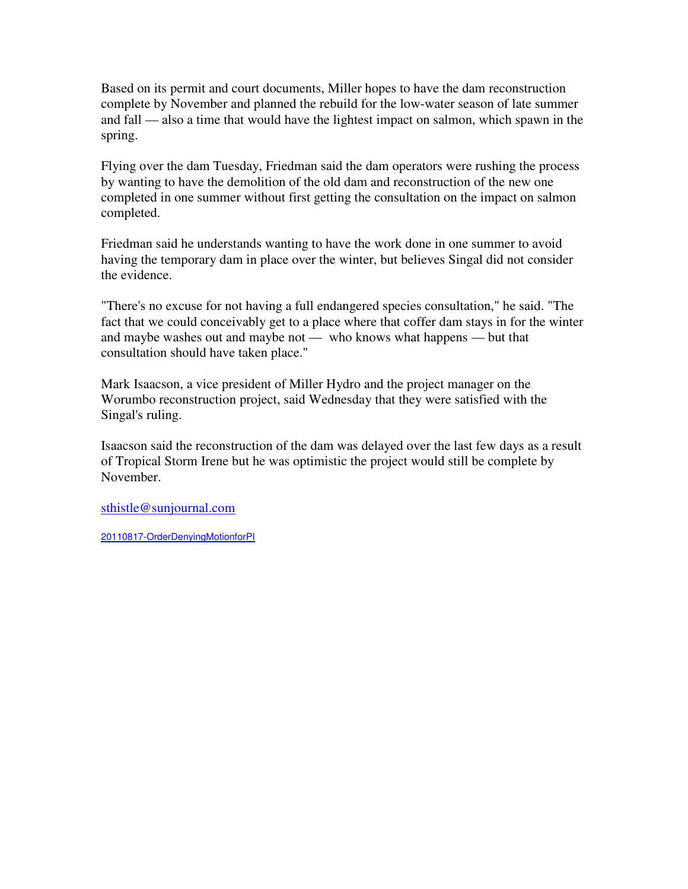Based on its permit and court documents, Miller hopes to have the dam reconstruction complete by November and planned the rebuild for the low-water season of late summer and fall — also a time that would have the lightest impact on salmon, which spawn in the spring.

Flying over the dam Tuesday, Friedman said the dam operators were rushing the process by wanting to have the demolition of the old dam and reconstruction of the new one completed in one summer without first getting the consultation on the impact on salmon completed.

Friedman said he understands wanting to have the work done in one summer to avoid having the temporary dam in place over the winter, but believes Singal did not consider the evidence.

"There's no excuse for not having a full endangered species consultation," he said. "The fact that we could conceivably get to a place where that coffer dam stays in for the winter and maybe washes out and maybe not — who knows what happens — but that consultation should have taken place."

Mark Isaacson, a vice president of Miller Hydro and the project manager on the Worumbo reconstruction project, said Wednesday that they were satisfied with the Singal's ruling.

Isaacson said the reconstruction of the dam was delayed over the last few days as a result of Tropical Storm Irene but he was optimistic the project would still be complete by November.

sthistle@sunjournal.com

20110817-OrderDenyingMotionforPI